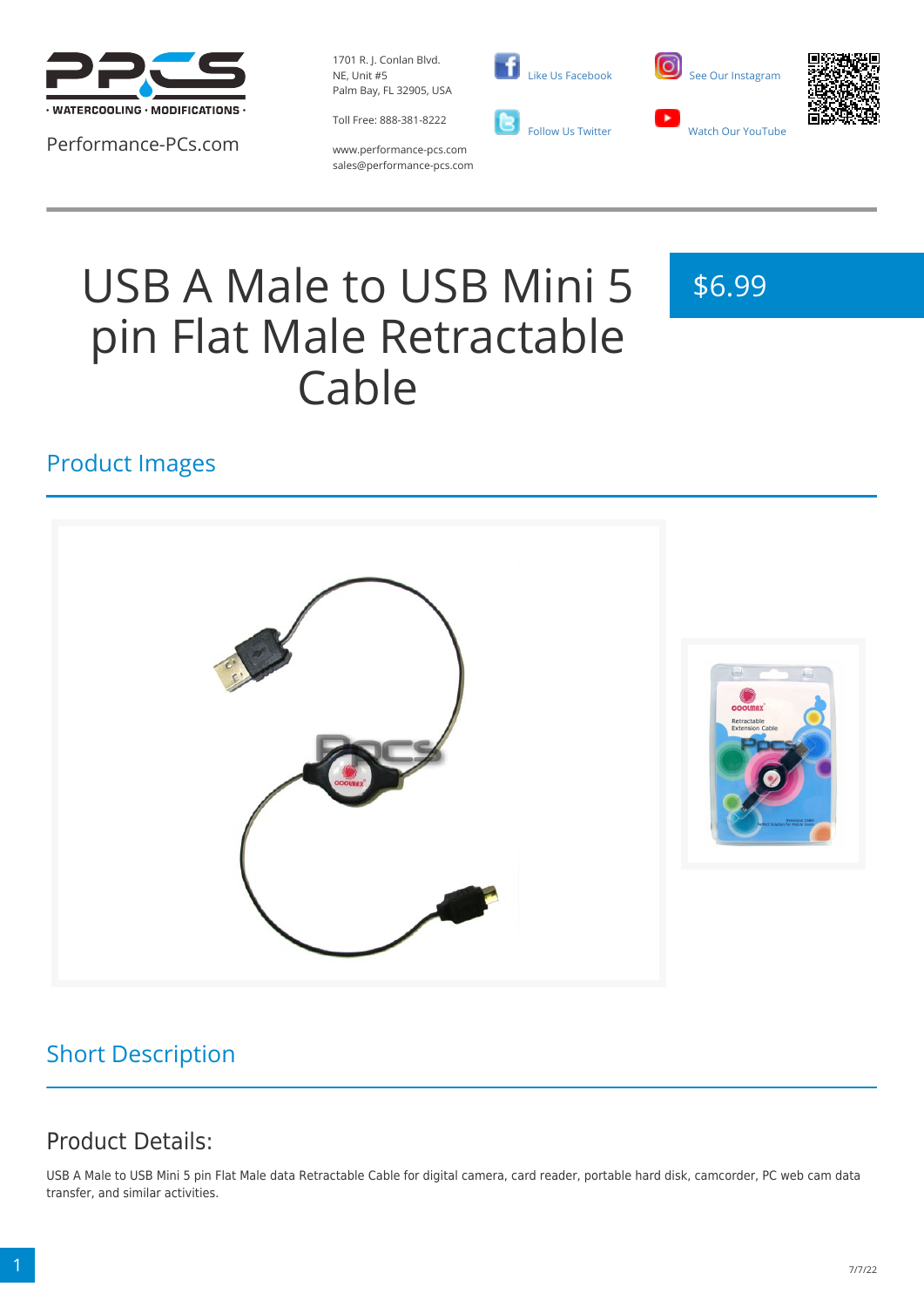Performance-PCs.com

1701 R. J. Conlan Blvd.
NE, Unit #5
Palm Bay, FL 32905, USA

Toll Free: 888-381-8222

www.performance-pcs.com
sales@performance-pcs.com

Like Us Facebook

Follow Us Twitter

See Our Instagram

Watch Our YouTube

# USB A Male to USB Mini 5 pin Flat Male Retractable Cable

$6.99

## Product Images

## Short Description

### Product Details:

USB A Male to USB Mini 5 pin Flat Male data Retractable Cable for digital camera, card reader, portable hard disk, camcorder, PC web cam data transfer, and similar activities.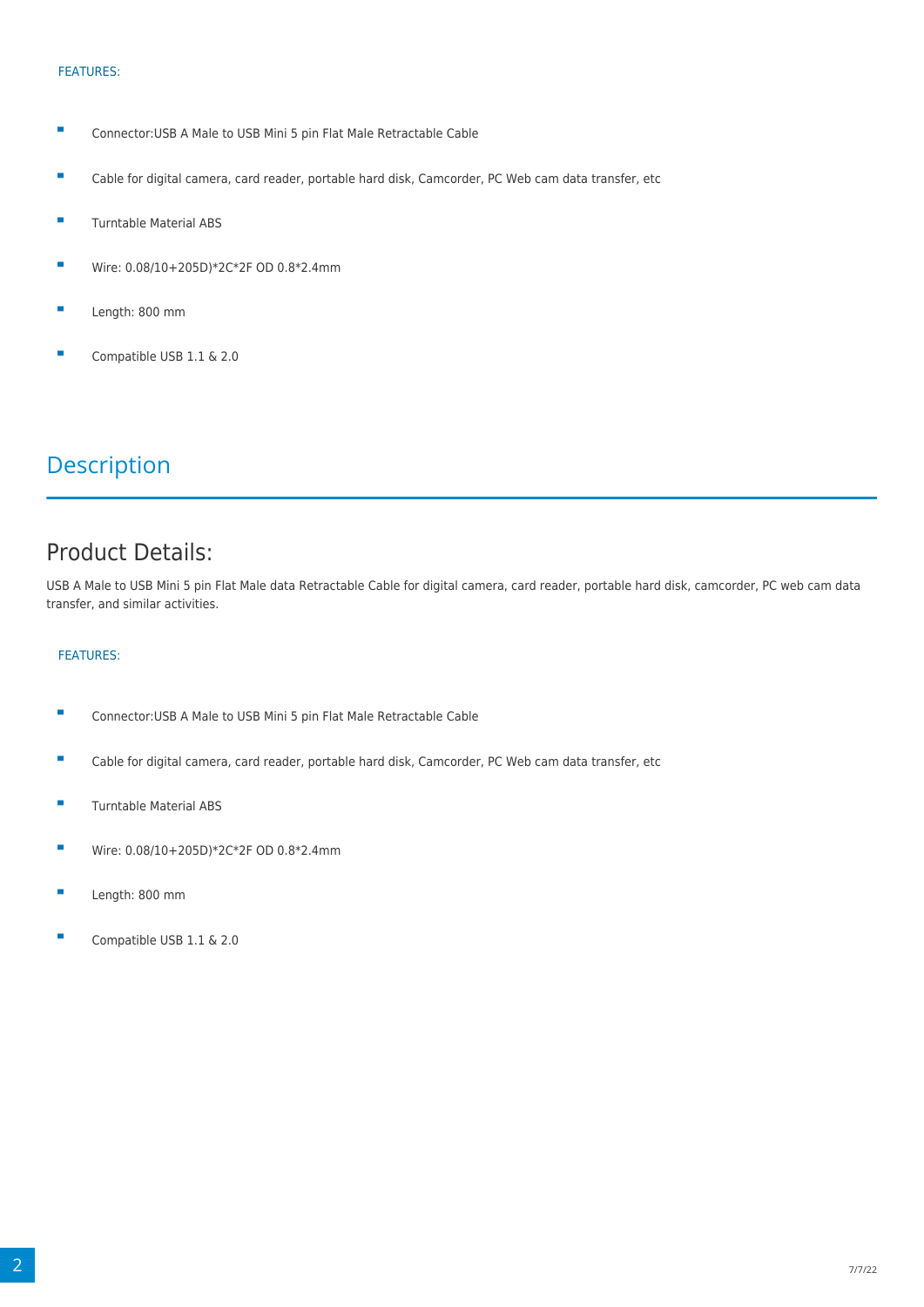FEATURES:

- Connector:USB A Male to USB Mini 5 pin Flat Male Retractable Cable
- Cable for digital camera, card reader, portable hard disk, Camcorder, PC Web cam data transfer, etc
- Turntable Material ABS
- Wire: 0.08/10+205D)*2C*2F OD 0.8*2.4mm
- Length: 800 mm
- Compatible USB 1.1 & 2.0

# Description

## Product Details:

USB A Male to USB Mini 5 pin Flat Male data Retractable Cable for digital camera, card reader, portable hard disk, camcorder, PC web cam data transfer, and similar activities.

FEATURES:

- Connector:USB A Male to USB Mini 5 pin Flat Male Retractable Cable
- Cable for digital camera, card reader, portable hard disk, Camcorder, PC Web cam data transfer, etc
- Turntable Material ABS
- Wire: 0.08/10+205D)*2C*2F OD 0.8*2.4mm
- Length: 800 mm
- Compatible USB 1.1 & 2.0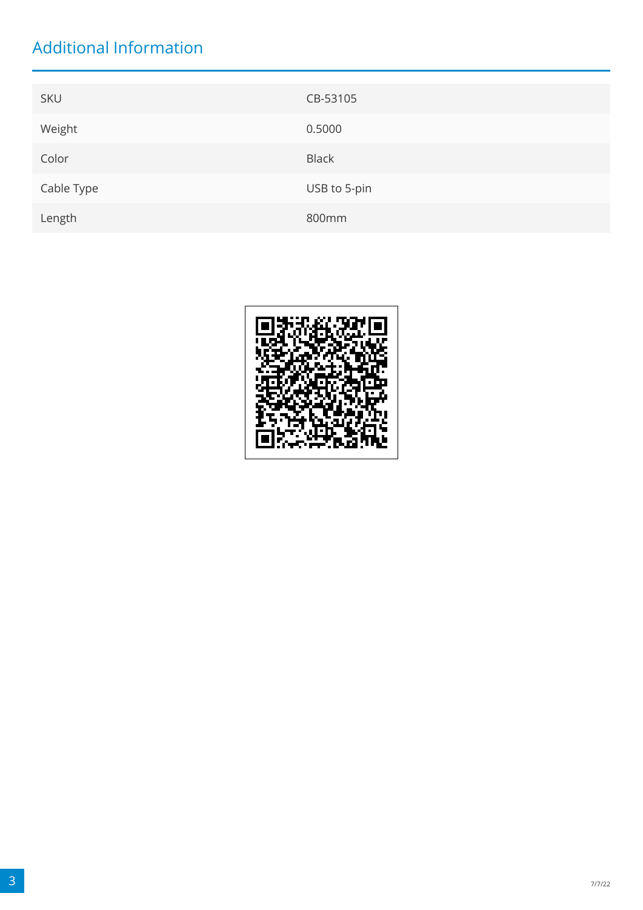## Additional Information

| | |
|---|---|
| SKU | CB-53105 |
| Weight | 0.5000 |
| Color | Black |
| Cable Type | USB to 5-pin |
| Length | 800mm |